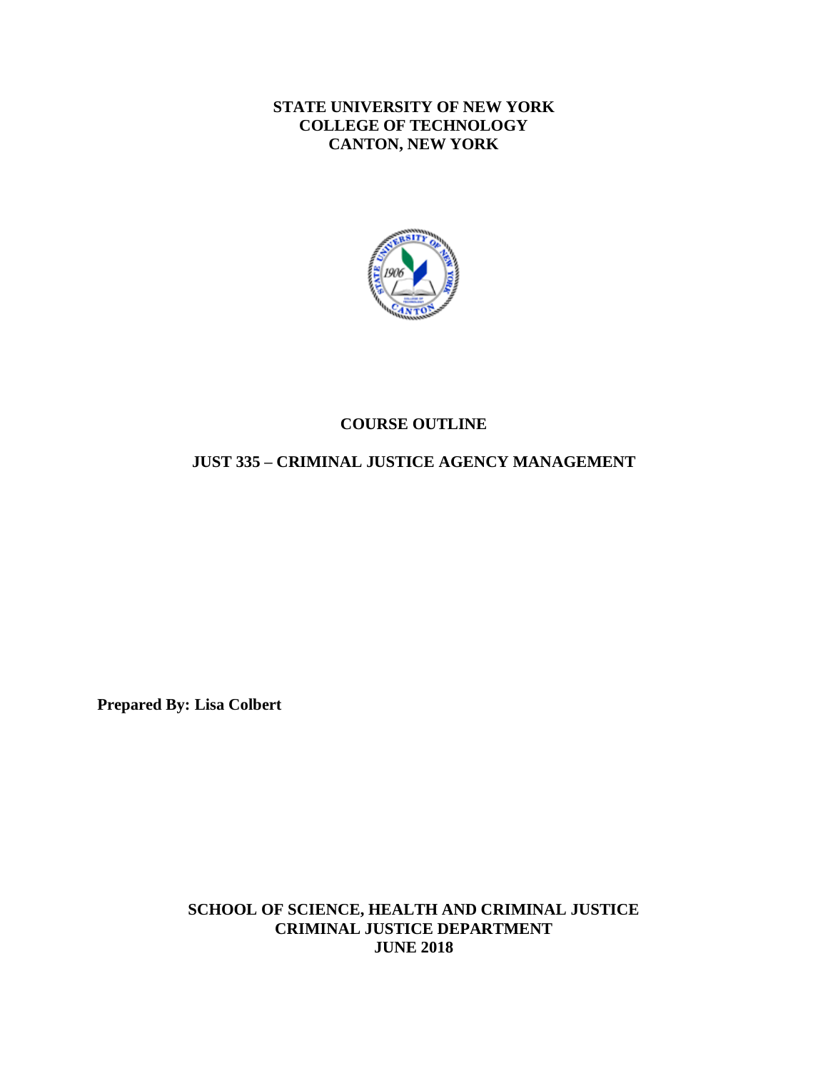**STATE UNIVERSITY OF NEW YORK**
**COLLEGE OF TECHNOLOGY**
**CANTON, NEW YORK**

# COURSE OUTLINE

## JUST 335 – CRIMINAL JUSTICE AGENCY MANAGEMENT

**Prepared By: Lisa Colbert**

**SCHOOL OF SCIENCE, HEALTH AND CRIMINAL JUSTICE**
**CRIMINAL JUSTICE DEPARTMENT**
**JUNE 2018**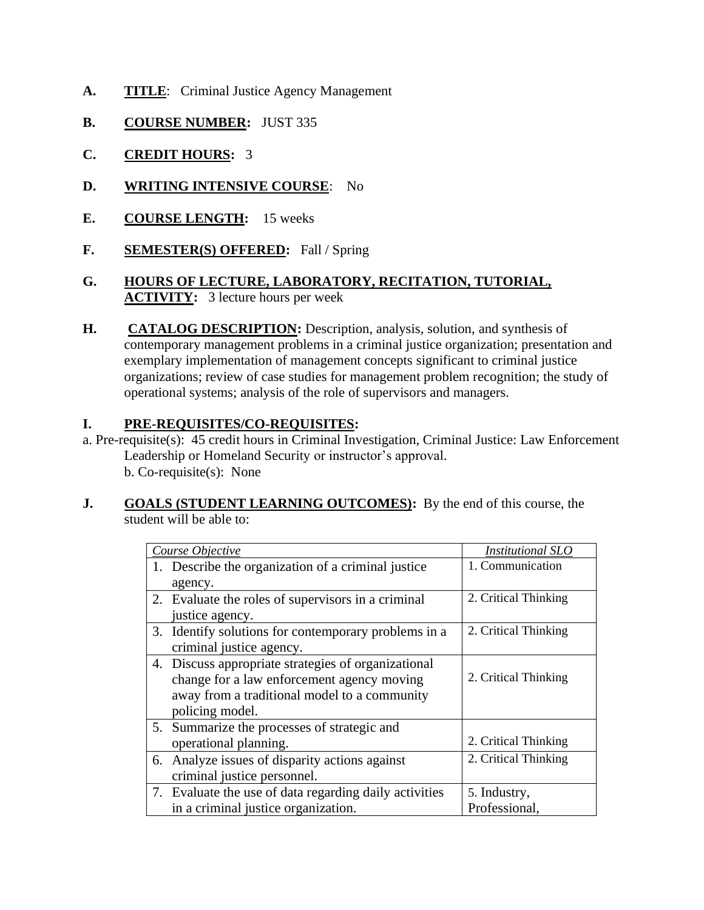**A.** **TITLE**: Criminal Justice Agency Management

**B.** **COURSE NUMBER:** JUST 335

**C.** **CREDIT HOURS:** 3

**D.** **WRITING INTENSIVE COURSE**: No

**E.** **COURSE LENGTH:** 15 weeks

**F.** **SEMESTER(S) OFFERED:** Fall / Spring

**G.** **HOURS OF LECTURE, LABORATORY, RECITATION, TUTORIAL, ACTIVITY:** 3 lecture hours per week

**H.** **CATALOG DESCRIPTION:** Description, analysis, solution, and synthesis of contemporary management problems in a criminal justice organization; presentation and exemplary implementation of management concepts significant to criminal justice organizations; review of case studies for management problem recognition; the study of operational systems; analysis of the role of supervisors and managers.

**I.** **PRE-REQUISITES/CO-REQUISITES:**

a. Pre-requisite(s): 45 credit hours in Criminal Investigation, Criminal Justice: Law Enforcement Leadership or Homeland Security or instructor's approval.

b. Co-requisite(s): None

**J.** **GOALS (STUDENT LEARNING OUTCOMES):** By the end of this course, the student will be able to:

| *Course Objective* | *Institutional SLO* |
|---|---|
| 1. Describe the organization of a criminal justice agency. | 1. Communication |
| 2. Evaluate the roles of supervisors in a criminal justice agency. | 2. Critical Thinking |
| 3. Identify solutions for contemporary problems in a criminal justice agency. | 2. Critical Thinking |
| 4. Discuss appropriate strategies of organizational change for a law enforcement agency moving away from a traditional model to a community policing model. | 2. Critical Thinking |
| 5. Summarize the processes of strategic and operational planning. | 2. Critical Thinking |
| 6. Analyze issues of disparity actions against criminal justice personnel. | 2. Critical Thinking |
| 7. Evaluate the use of data regarding daily activities in a criminal justice organization. | 5. Industry, Professional, |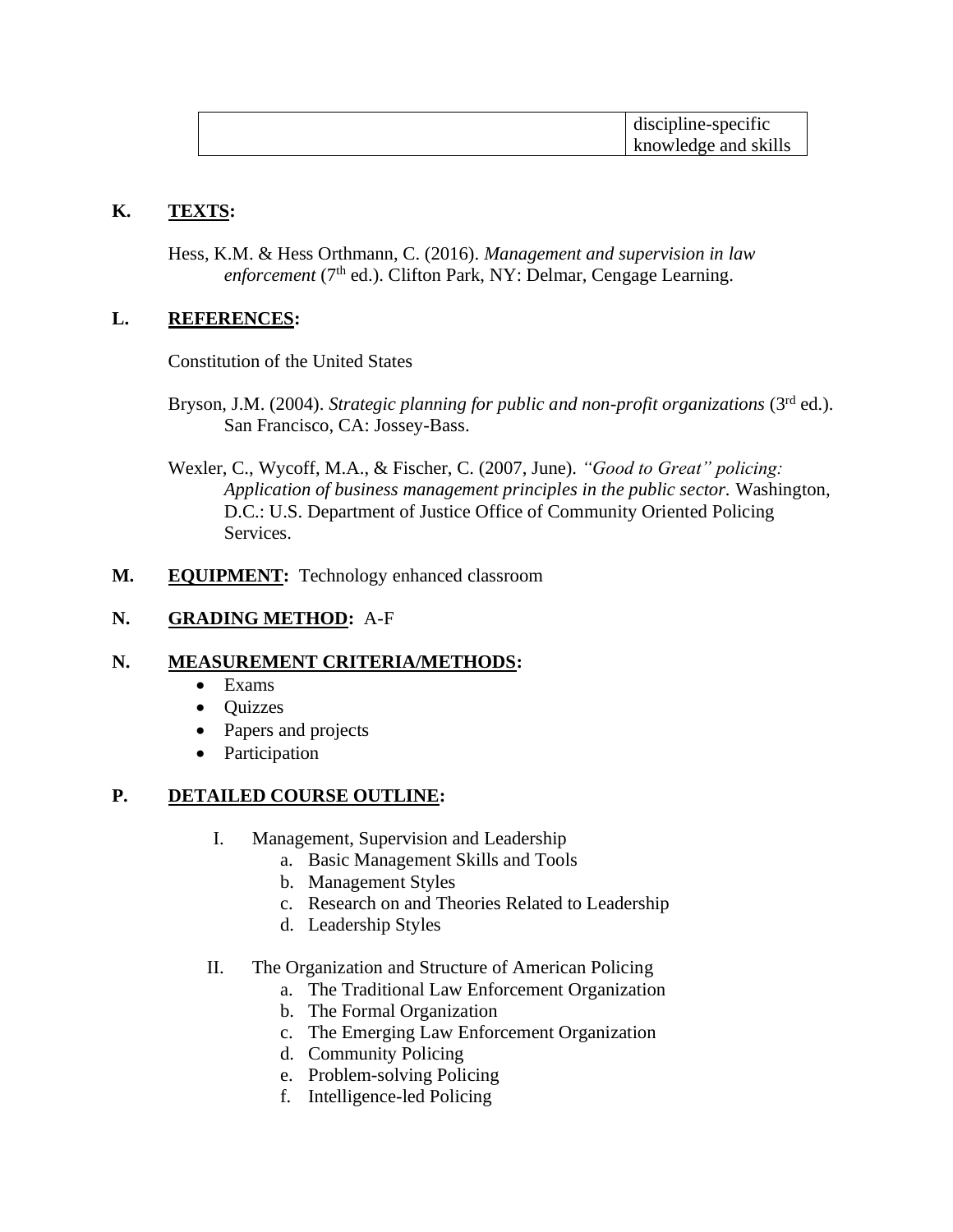| | |
|---|---|
| | discipline-specific knowledge and skills |

**K. TEXTS:**

Hess, K.M. & Hess Orthmann, C. (2016). *Management and supervision in law enforcement* (7th ed.). Clifton Park, NY: Delmar, Cengage Learning.

**L. REFERENCES:**

Constitution of the United States

Bryson, J.M. (2004). *Strategic planning for public and non-profit organizations* (3rd ed.). San Francisco, CA: Jossey-Bass.

Wexler, C., Wycoff, M.A., & Fischer, C. (2007, June). *"Good to Great" policing: Application of business management principles in the public sector.* Washington, D.C.: U.S. Department of Justice Office of Community Oriented Policing Services.

**M. EQUIPMENT:** Technology enhanced classroom

**N. GRADING METHOD:** A-F

**N. MEASUREMENT CRITERIA/METHODS:**

- Exams
- Quizzes
- Papers and projects
- Participation

**P. DETAILED COURSE OUTLINE:**

I. Management, Supervision and Leadership
   a. Basic Management Skills and Tools
   b. Management Styles
   c. Research on and Theories Related to Leadership
   d. Leadership Styles

II. The Organization and Structure of American Policing
   a. The Traditional Law Enforcement Organization
   b. The Formal Organization
   c. The Emerging Law Enforcement Organization
   d. Community Policing
   e. Problem-solving Policing
   f. Intelligence-led Policing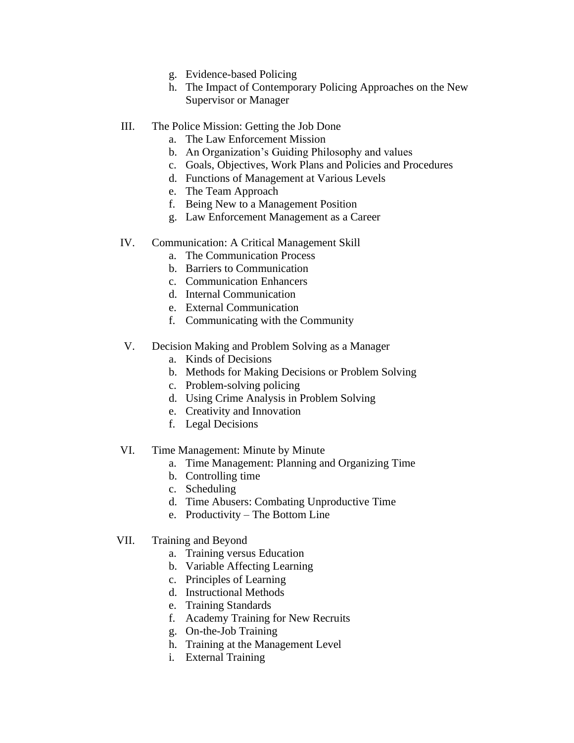g. Evidence-based Policing
   h. The Impact of Contemporary Policing Approaches on the New Supervisor or Manager

III. The Police Mission: Getting the Job Done
   a. The Law Enforcement Mission
   b. An Organization's Guiding Philosophy and values
   c. Goals, Objectives, Work Plans and Policies and Procedures
   d. Functions of Management at Various Levels
   e. The Team Approach
   f. Being New to a Management Position
   g. Law Enforcement Management as a Career

IV. Communication: A Critical Management Skill
   a. The Communication Process
   b. Barriers to Communication
   c. Communication Enhancers
   d. Internal Communication
   e. External Communication
   f. Communicating with the Community

V. Decision Making and Problem Solving as a Manager
   a. Kinds of Decisions
   b. Methods for Making Decisions or Problem Solving
   c. Problem-solving policing
   d. Using Crime Analysis in Problem Solving
   e. Creativity and Innovation
   f. Legal Decisions

VI. Time Management: Minute by Minute
   a. Time Management: Planning and Organizing Time
   b. Controlling time
   c. Scheduling
   d. Time Abusers: Combating Unproductive Time
   e. Productivity – The Bottom Line

VII. Training and Beyond
   a. Training versus Education
   b. Variable Affecting Learning
   c. Principles of Learning
   d. Instructional Methods
   e. Training Standards
   f. Academy Training for New Recruits
   g. On-the-Job Training
   h. Training at the Management Level
   i. External Training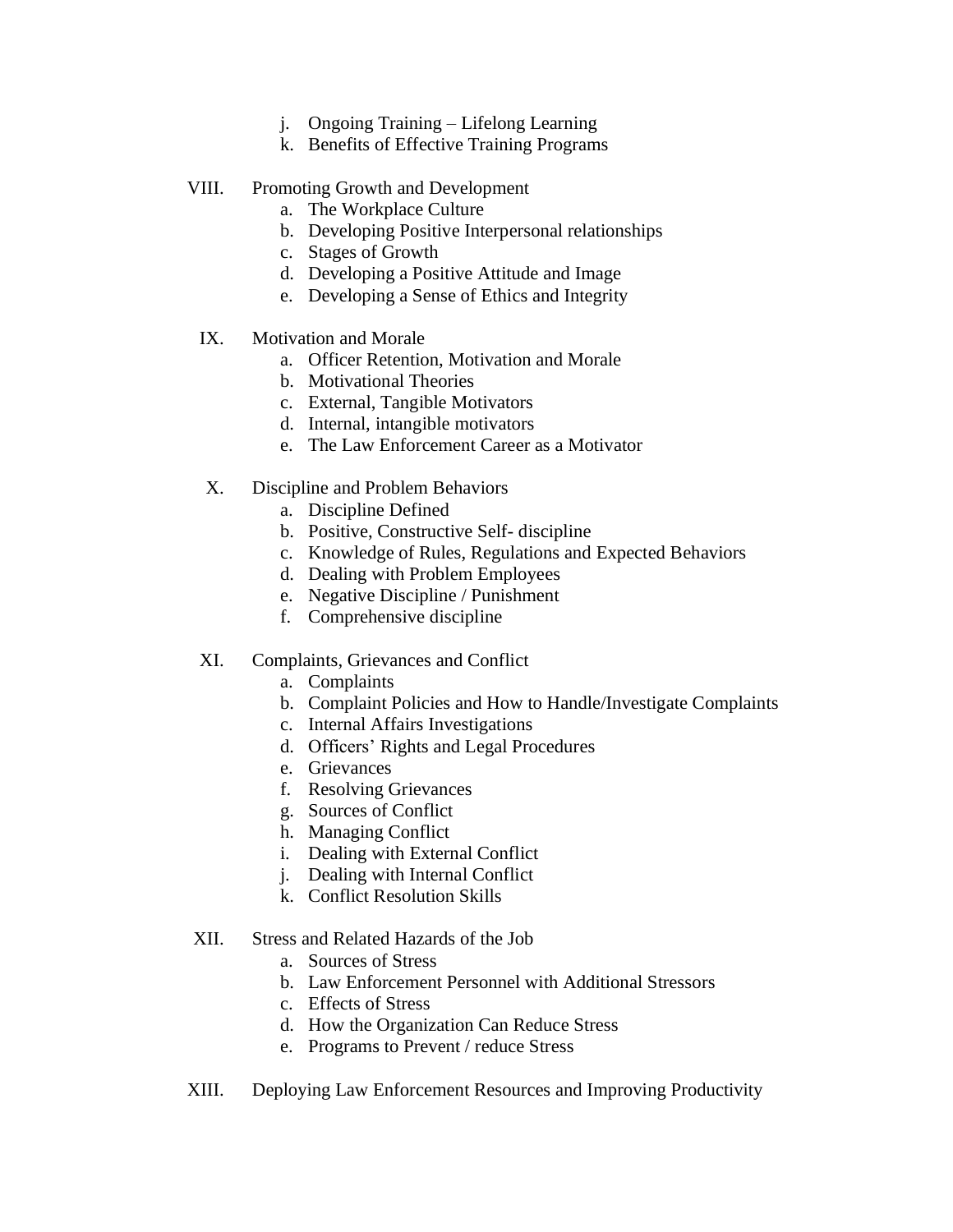j. Ongoing Training – Lifelong Learning
k. Benefits of Effective Training Programs

VIII. Promoting Growth and Development
a. The Workplace Culture
b. Developing Positive Interpersonal relationships
c. Stages of Growth
d. Developing a Positive Attitude and Image
e. Developing a Sense of Ethics and Integrity

IX. Motivation and Morale
a. Officer Retention, Motivation and Morale
b. Motivational Theories
c. External, Tangible Motivators
d. Internal, intangible motivators
e. The Law Enforcement Career as a Motivator

X. Discipline and Problem Behaviors
a. Discipline Defined
b. Positive, Constructive Self- discipline
c. Knowledge of Rules, Regulations and Expected Behaviors
d. Dealing with Problem Employees
e. Negative Discipline / Punishment
f. Comprehensive discipline

XI. Complaints, Grievances and Conflict
a. Complaints
b. Complaint Policies and How to Handle/Investigate Complaints
c. Internal Affairs Investigations
d. Officers' Rights and Legal Procedures
e. Grievances
f. Resolving Grievances
g. Sources of Conflict
h. Managing Conflict
i. Dealing with External Conflict
j. Dealing with Internal Conflict
k. Conflict Resolution Skills

XII. Stress and Related Hazards of the Job
a. Sources of Stress
b. Law Enforcement Personnel with Additional Stressors
c. Effects of Stress
d. How the Organization Can Reduce Stress
e. Programs to Prevent / reduce Stress

XIII. Deploying Law Enforcement Resources and Improving Productivity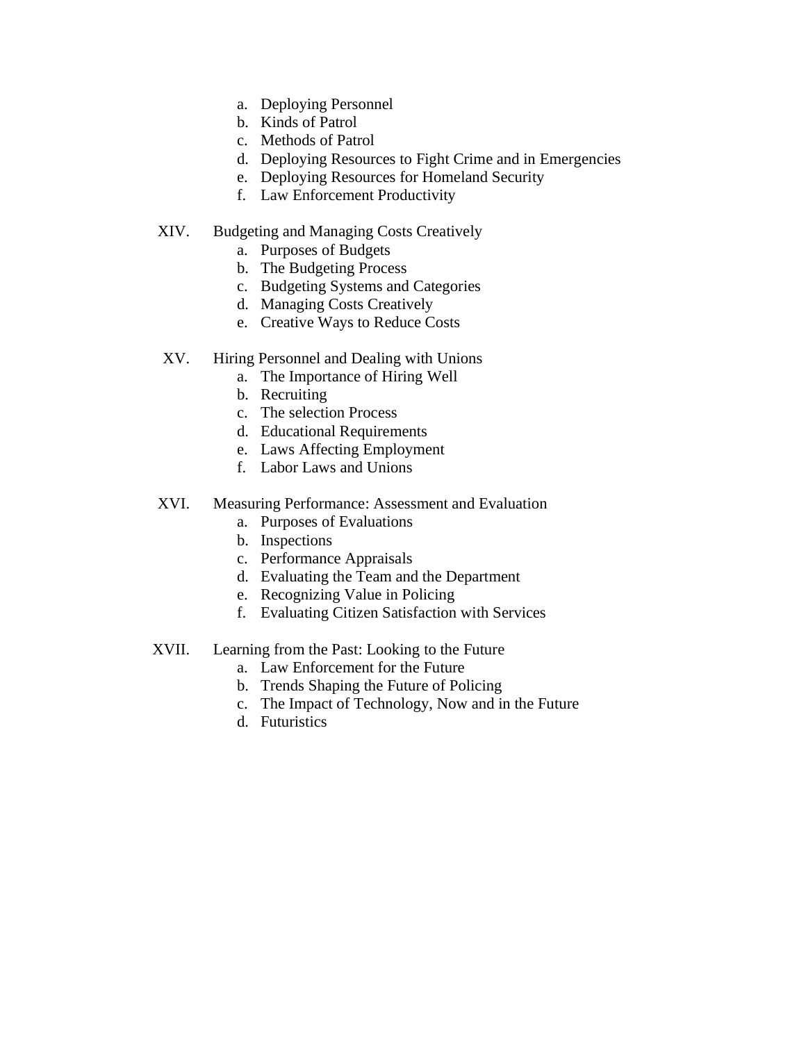a. Deploying Personnel
   b. Kinds of Patrol
   c. Methods of Patrol
   d. Deploying Resources to Fight Crime and in Emergencies
   e. Deploying Resources for Homeland Security
   f. Law Enforcement Productivity

XIV. Budgeting and Managing Costs Creatively
   a. Purposes of Budgets
   b. The Budgeting Process
   c. Budgeting Systems and Categories
   d. Managing Costs Creatively
   e. Creative Ways to Reduce Costs

XV. Hiring Personnel and Dealing with Unions
   a. The Importance of Hiring Well
   b. Recruiting
   c. The selection Process
   d. Educational Requirements
   e. Laws Affecting Employment
   f. Labor Laws and Unions

XVI. Measuring Performance: Assessment and Evaluation
   a. Purposes of Evaluations
   b. Inspections
   c. Performance Appraisals
   d. Evaluating the Team and the Department
   e. Recognizing Value in Policing
   f. Evaluating Citizen Satisfaction with Services

XVII. Learning from the Past: Looking to the Future
   a. Law Enforcement for the Future
   b. Trends Shaping the Future of Policing
   c. The Impact of Technology, Now and in the Future
   d. Futuristics